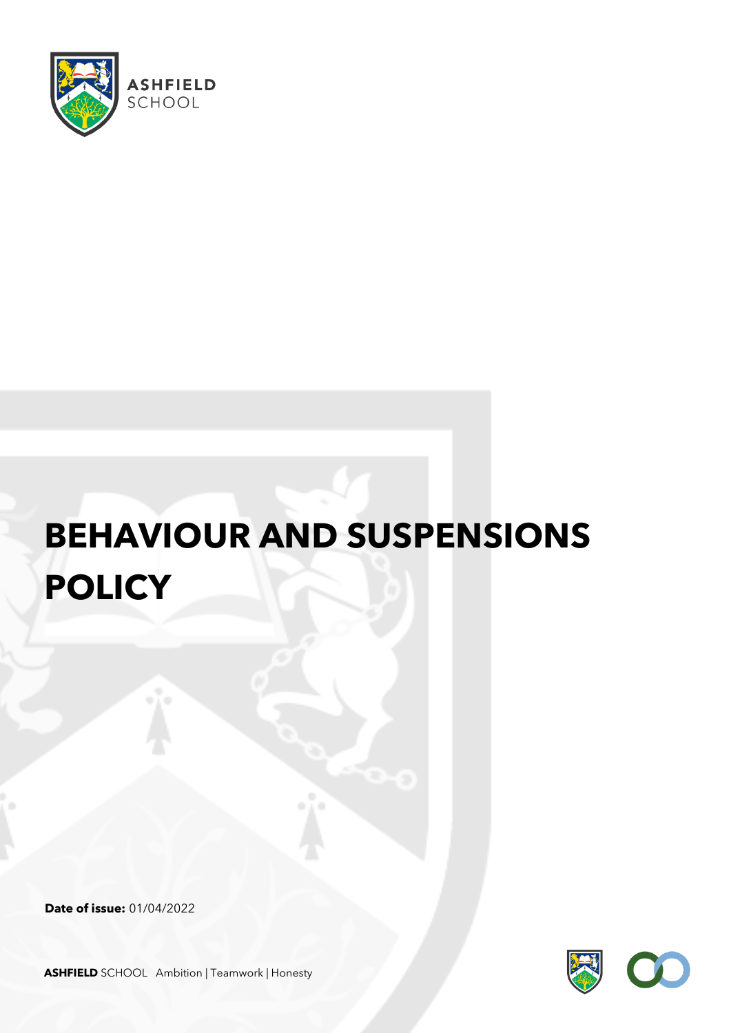ASHFIELD SCHOOL

# BEHAVIOUR AND SUSPENSIONS POLICY

**Date of issue:** 01/04/2022

**ASHFIELD** SCHOOL Ambition | Teamwork | Honesty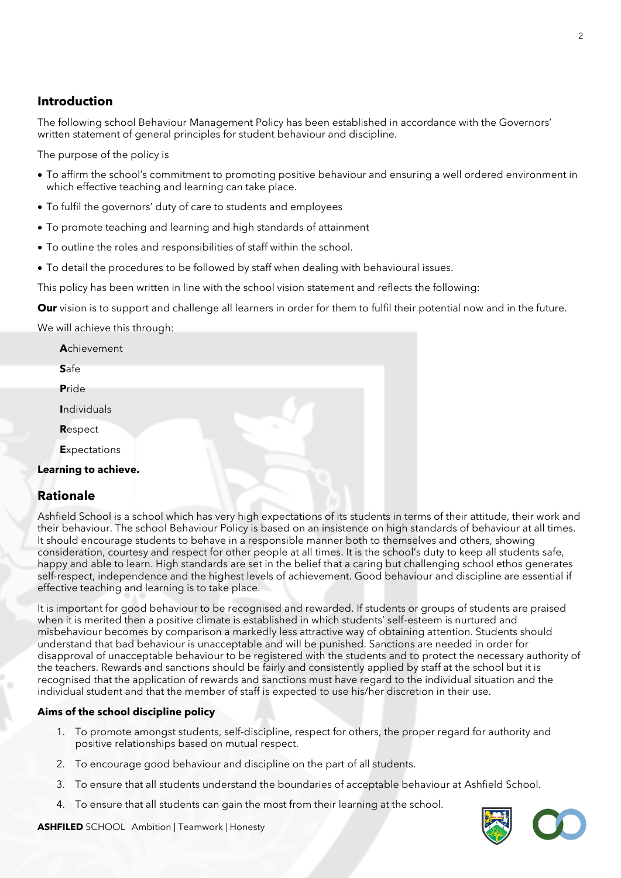## Introduction

The following school Behaviour Management Policy has been established in accordance with the Governors' written statement of general principles for student behaviour and discipline.

The purpose of the policy is

- To affirm the school's commitment to promoting positive behaviour and ensuring a well ordered environment in which effective teaching and learning can take place.
- To fulfil the governors' duty of care to students and employees
- To promote teaching and learning and high standards of attainment
- To outline the roles and responsibilities of staff within the school.
- To detail the procedures to be followed by staff when dealing with behavioural issues.

This policy has been written in line with the school vision statement and reflects the following:

**Our** vision is to support and challenge all learners in order for them to fulfil their potential now and in the future.

We will achieve this through:

**A**chievement

**S**afe

**P**ride

**I**ndividuals

**R**espect

**E**xpectations

**Learning to achieve.**

## Rationale

Ashfield School is a school which has very high expectations of its students in terms of their attitude, their work and their behaviour. The school Behaviour Policy is based on an insistence on high standards of behaviour at all times. It should encourage students to behave in a responsible manner both to themselves and others, showing consideration, courtesy and respect for other people at all times. It is the school's duty to keep all students safe, happy and able to learn. High standards are set in the belief that a caring but challenging school ethos generates self-respect, independence and the highest levels of achievement. Good behaviour and discipline are essential if effective teaching and learning is to take place.

It is important for good behaviour to be recognised and rewarded. If students or groups of students are praised when it is merited then a positive climate is established in which students' self-esteem is nurtured and misbehaviour becomes by comparison a markedly less attractive way of obtaining attention. Students should understand that bad behaviour is unacceptable and will be punished. Sanctions are needed in order for disapproval of unacceptable behaviour to be registered with the students and to protect the necessary authority of the teachers. Rewards and sanctions should be fairly and consistently applied by staff at the school but it is recognised that the application of rewards and sanctions must have regard to the individual situation and the individual student and that the member of staff is expected to use his/her discretion in their use.

### Aims of the school discipline policy

1. To promote amongst students, self-discipline, respect for others, the proper regard for authority and positive relationships based on mutual respect.
2. To encourage good behaviour and discipline on the part of all students.
3. To ensure that all students understand the boundaries of acceptable behaviour at Ashfield School.
4. To ensure that all students can gain the most from their learning at the school.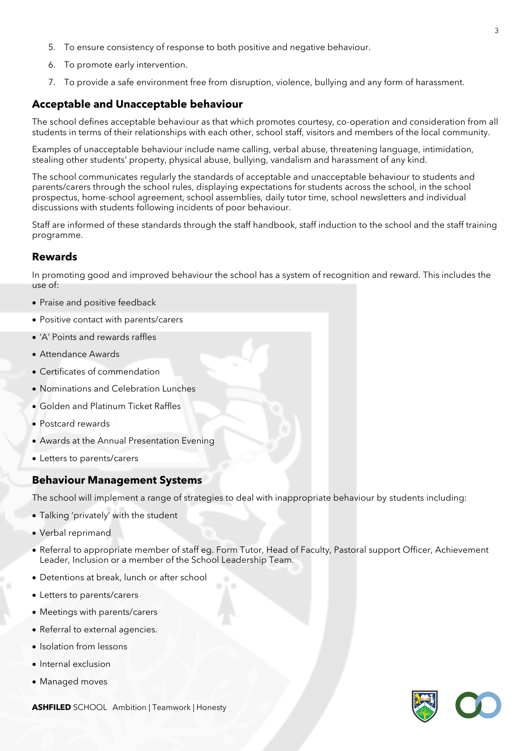5. To ensure consistency of response to both positive and negative behaviour.
6. To promote early intervention.
7. To provide a safe environment free from disruption, violence, bullying and any form of harassment.

## Acceptable and Unacceptable behaviour

The school defines acceptable behaviour as that which promotes courtesy, co-operation and consideration from all students in terms of their relationships with each other, school staff, visitors and members of the local community.

Examples of unacceptable behaviour include name calling, verbal abuse, threatening language, intimidation, stealing other students' property, physical abuse, bullying, vandalism and harassment of any kind.

The school communicates regularly the standards of acceptable and unacceptable behaviour to students and parents/carers through the school rules, displaying expectations for students across the school, in the school prospectus, home-school agreement, school assemblies, daily tutor time, school newsletters and individual discussions with students following incidents of poor behaviour.

Staff are informed of these standards through the staff handbook, staff induction to the school and the staff training programme.

## Rewards

In promoting good and improved behaviour the school has a system of recognition and reward. This includes the use of:

- Praise and positive feedback
- Positive contact with parents/carers
- 'A' Points and rewards raffles
- Attendance Awards
- Certificates of commendation
- Nominations and Celebration Lunches
- Golden and Platinum Ticket Raffles
- Postcard rewards
- Awards at the Annual Presentation Evening
- Letters to parents/carers

## Behaviour Management Systems

The school will implement a range of strategies to deal with inappropriate behaviour by students including:

- Talking 'privately' with the student
- Verbal reprimand
- Referral to appropriate member of staff eg. Form Tutor, Head of Faculty, Pastoral support Officer, Achievement Leader, Inclusion or a member of the School Leadership Team.
- Detentions at break, lunch or after school
- Letters to parents/carers
- Meetings with parents/carers
- Referral to external agencies.
- Isolation from lessons
- Internal exclusion
- Managed moves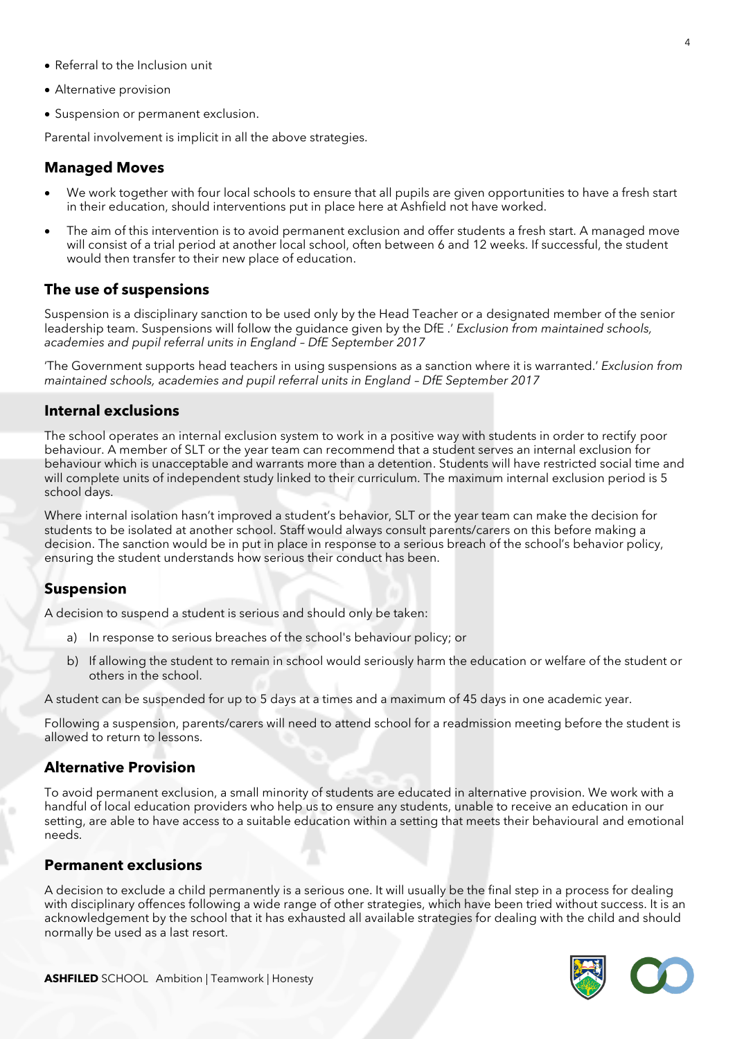- Referral to the Inclusion unit
- Alternative provision
- Suspension or permanent exclusion.

Parental involvement is implicit in all the above strategies.

## Managed Moves

- We work together with four local schools to ensure that all pupils are given opportunities to have a fresh start in their education, should interventions put in place here at Ashfield not have worked.
- The aim of this intervention is to avoid permanent exclusion and offer students a fresh start. A managed move will consist of a trial period at another local school, often between 6 and 12 weeks. If successful, the student would then transfer to their new place of education.

## The use of suspensions

Suspension is a disciplinary sanction to be used only by the Head Teacher or a designated member of the senior leadership team. Suspensions will follow the guidance given by the DfE .' *Exclusion from maintained schools, academies and pupil referral units in England – DfE September 2017*

'The Government supports head teachers in using suspensions as a sanction where it is warranted.' *Exclusion from maintained schools, academies and pupil referral units in England – DfE September 2017*

## Internal exclusions

The school operates an internal exclusion system to work in a positive way with students in order to rectify poor behaviour. A member of SLT or the year team can recommend that a student serves an internal exclusion for behaviour which is unacceptable and warrants more than a detention. Students will have restricted social time and will complete units of independent study linked to their curriculum. The maximum internal exclusion period is 5 school days.

Where internal isolation hasn't improved a student's behavior, SLT or the year team can make the decision for students to be isolated at another school. Staff would always consult parents/carers on this before making a decision. The sanction would be in put in place in response to a serious breach of the school's behavior policy, ensuring the student understands how serious their conduct has been.

## Suspension

A decision to suspend a student is serious and should only be taken:

a) In response to serious breaches of the school's behaviour policy; or

b) If allowing the student to remain in school would seriously harm the education or welfare of the student or others in the school.

A student can be suspended for up to 5 days at a times and a maximum of 45 days in one academic year.

Following a suspension, parents/carers will need to attend school for a readmission meeting before the student is allowed to return to lessons.

## Alternative Provision

To avoid permanent exclusion, a small minority of students are educated in alternative provision. We work with a handful of local education providers who help us to ensure any students, unable to receive an education in our setting, are able to have access to a suitable education within a setting that meets their behavioural and emotional needs.

## Permanent exclusions

A decision to exclude a child permanently is a serious one. It will usually be the final step in a process for dealing with disciplinary offences following a wide range of other strategies, which have been tried without success. It is an acknowledgement by the school that it has exhausted all available strategies for dealing with the child and should normally be used as a last resort.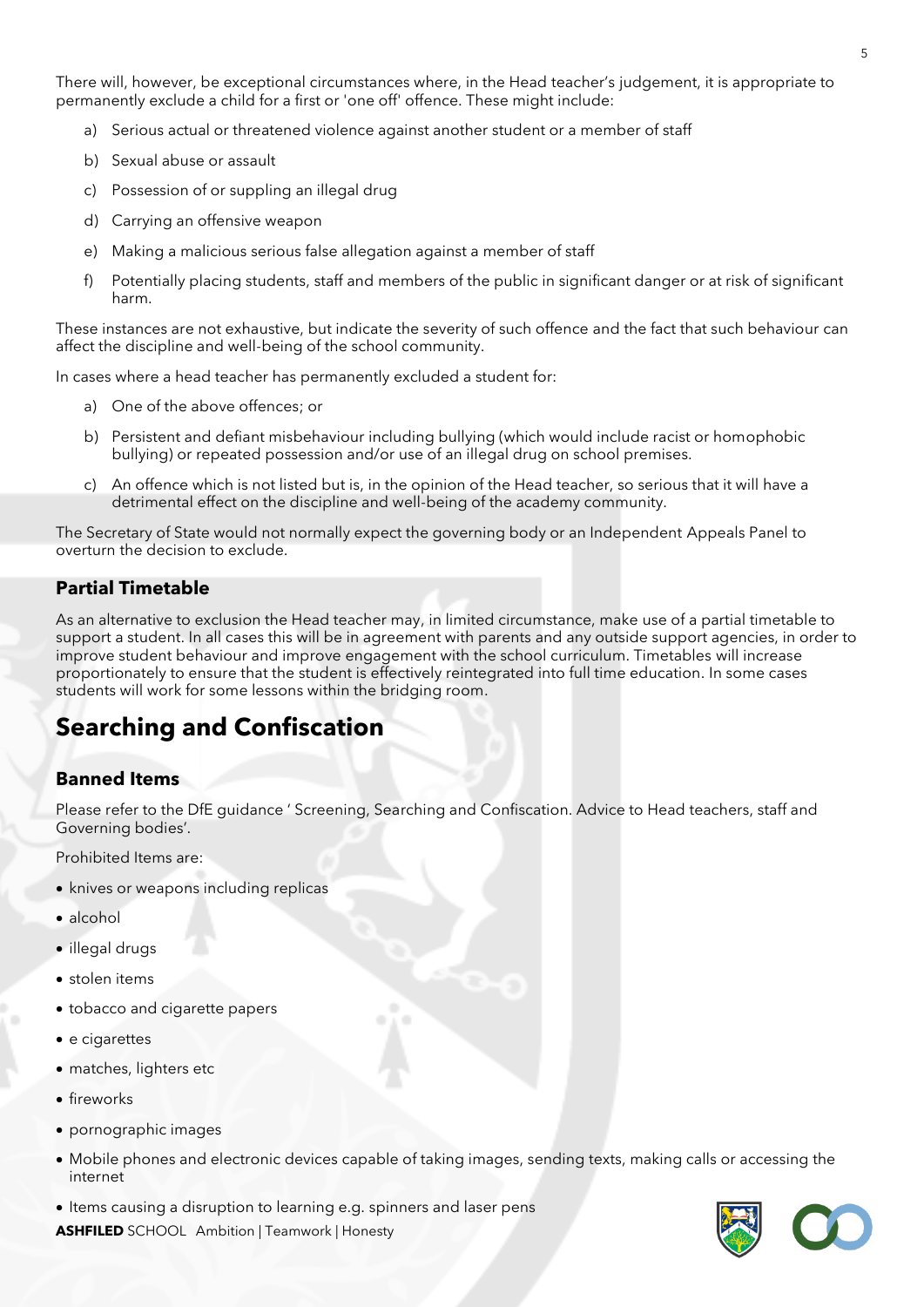There will, however, be exceptional circumstances where, in the Head teacher's judgement, it is appropriate to permanently exclude a child for a first or 'one off' offence. These might include:

a) Serious actual or threatened violence against another student or a member of staff
b) Sexual abuse or assault
c) Possession of or suppling an illegal drug
d) Carrying an offensive weapon
e) Making a malicious serious false allegation against a member of staff
f) Potentially placing students, staff and members of the public in significant danger or at risk of significant harm.

These instances are not exhaustive, but indicate the severity of such offence and the fact that such behaviour can affect the discipline and well-being of the school community.

In cases where a head teacher has permanently excluded a student for:

a) One of the above offences; or
b) Persistent and defiant misbehaviour including bullying (which would include racist or homophobic bullying) or repeated possession and/or use of an illegal drug on school premises.
c) An offence which is not listed but is, in the opinion of the Head teacher, so serious that it will have a detrimental effect on the discipline and well-being of the academy community.

The Secretary of State would not normally expect the governing body or an Independent Appeals Panel to overturn the decision to exclude.

### Partial Timetable

As an alternative to exclusion the Head teacher may, in limited circumstance, make use of a partial timetable to support a student. In all cases this will be in agreement with parents and any outside support agencies, in order to improve student behaviour and improve engagement with the school curriculum. Timetables will increase proportionately to ensure that the student is effectively reintegrated into full time education. In some cases students will work for some lessons within the bridging room.

## Searching and Confiscation

### Banned Items

Please refer to the DfE guidance ' Screening, Searching and Confiscation. Advice to Head teachers, staff and Governing bodies'.

Prohibited Items are:

- knives or weapons including replicas
- alcohol
- illegal drugs
- stolen items
- tobacco and cigarette papers
- e cigarettes
- matches, lighters etc
- fireworks
- pornographic images
- Mobile phones and electronic devices capable of taking images, sending texts, making calls or accessing the internet
- Items causing a disruption to learning e.g. spinners and laser pens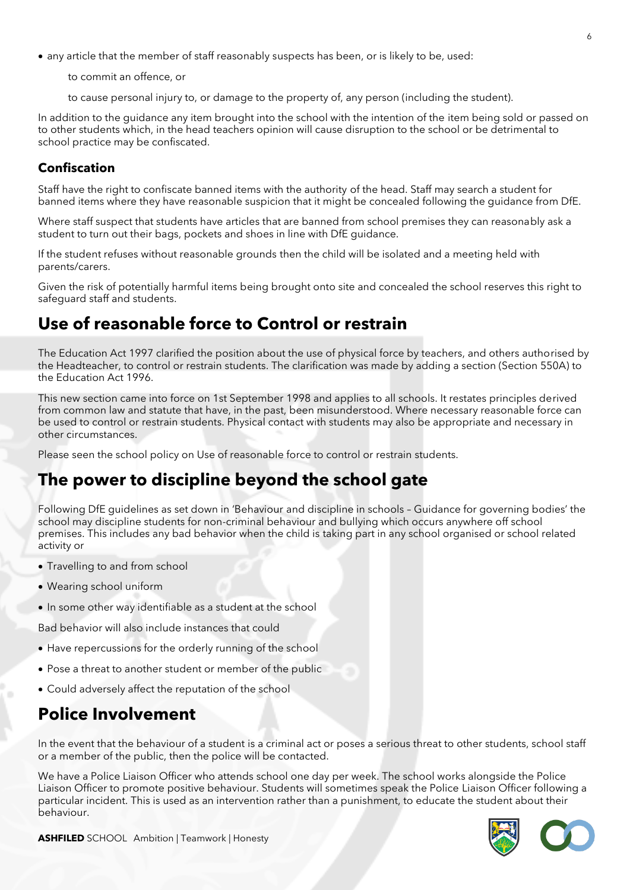- any article that the member of staff reasonably suspects has been, or is likely to be, used:

  to commit an offence, or

  to cause personal injury to, or damage to the property of, any person (including the student).

In addition to the guidance any item brought into the school with the intention of the item being sold or passed on to other students which, in the head teachers opinion will cause disruption to the school or be detrimental to school practice may be confiscated.

### Confiscation

Staff have the right to confiscate banned items with the authority of the head. Staff may search a student for banned items where they have reasonable suspicion that it might be concealed following the guidance from DfE.

Where staff suspect that students have articles that are banned from school premises they can reasonably ask a student to turn out their bags, pockets and shoes in line with DfE guidance.

If the student refuses without reasonable grounds then the child will be isolated and a meeting held with parents/carers.

Given the risk of potentially harmful items being brought onto site and concealed the school reserves this right to safeguard staff and students.

## Use of reasonable force to Control or restrain

The Education Act 1997 clarified the position about the use of physical force by teachers, and others authorised by the Headteacher, to control or restrain students. The clarification was made by adding a section (Section 550A) to the Education Act 1996.

This new section came into force on 1st September 1998 and applies to all schools. It restates principles derived from common law and statute that have, in the past, been misunderstood. Where necessary reasonable force can be used to control or restrain students. Physical contact with students may also be appropriate and necessary in other circumstances.

Please seen the school policy on Use of reasonable force to control or restrain students.

## The power to discipline beyond the school gate

Following DfE guidelines as set down in 'Behaviour and discipline in schools – Guidance for governing bodies' the school may discipline students for non-criminal behaviour and bullying which occurs anywhere off school premises. This includes any bad behavior when the child is taking part in any school organised or school related activity or

- Travelling to and from school
- Wearing school uniform
- In some other way identifiable as a student at the school

Bad behavior will also include instances that could

- Have repercussions for the orderly running of the school
- Pose a threat to another student or member of the public
- Could adversely affect the reputation of the school

## Police Involvement

In the event that the behaviour of a student is a criminal act or poses a serious threat to other students, school staff or a member of the public, then the police will be contacted.

We have a Police Liaison Officer who attends school one day per week. The school works alongside the Police Liaison Officer to promote positive behaviour. Students will sometimes speak the Police Liaison Officer following a particular incident. This is used as an intervention rather than a punishment, to educate the student about their behaviour.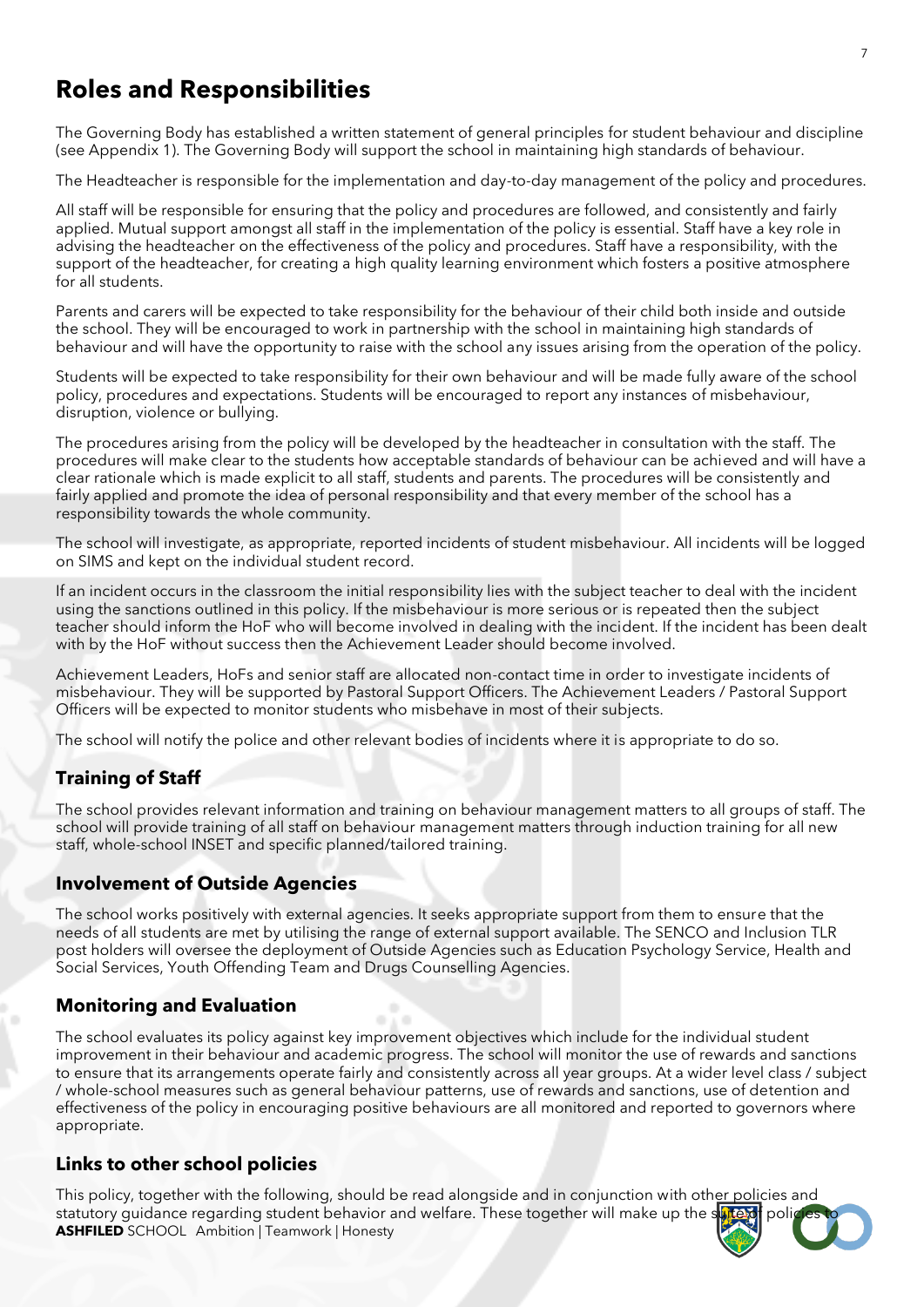# Roles and Responsibilities

The Governing Body has established a written statement of general principles for student behaviour and discipline (see Appendix 1). The Governing Body will support the school in maintaining high standards of behaviour.

The Headteacher is responsible for the implementation and day-to-day management of the policy and procedures.

All staff will be responsible for ensuring that the policy and procedures are followed, and consistently and fairly applied. Mutual support amongst all staff in the implementation of the policy is essential. Staff have a key role in advising the headteacher on the effectiveness of the policy and procedures. Staff have a responsibility, with the support of the headteacher, for creating a high quality learning environment which fosters a positive atmosphere for all students.

Parents and carers will be expected to take responsibility for the behaviour of their child both inside and outside the school. They will be encouraged to work in partnership with the school in maintaining high standards of behaviour and will have the opportunity to raise with the school any issues arising from the operation of the policy.

Students will be expected to take responsibility for their own behaviour and will be made fully aware of the school policy, procedures and expectations. Students will be encouraged to report any instances of misbehaviour, disruption, violence or bullying.

The procedures arising from the policy will be developed by the headteacher in consultation with the staff. The procedures will make clear to the students how acceptable standards of behaviour can be achieved and will have a clear rationale which is made explicit to all staff, students and parents. The procedures will be consistently and fairly applied and promote the idea of personal responsibility and that every member of the school has a responsibility towards the whole community.

The school will investigate, as appropriate, reported incidents of student misbehaviour. All incidents will be logged on SIMS and kept on the individual student record.

If an incident occurs in the classroom the initial responsibility lies with the subject teacher to deal with the incident using the sanctions outlined in this policy. If the misbehaviour is more serious or is repeated then the subject teacher should inform the HoF who will become involved in dealing with the incident. If the incident has been dealt with by the HoF without success then the Achievement Leader should become involved.

Achievement Leaders, HoFs and senior staff are allocated non-contact time in order to investigate incidents of misbehaviour. They will be supported by Pastoral Support Officers. The Achievement Leaders / Pastoral Support Officers will be expected to monitor students who misbehave in most of their subjects.

The school will notify the police and other relevant bodies of incidents where it is appropriate to do so.

## Training of Staff

The school provides relevant information and training on behaviour management matters to all groups of staff. The school will provide training of all staff on behaviour management matters through induction training for all new staff, whole-school INSET and specific planned/tailored training.

## Involvement of Outside Agencies

The school works positively with external agencies. It seeks appropriate support from them to ensure that the needs of all students are met by utilising the range of external support available. The SENCO and Inclusion TLR post holders will oversee the deployment of Outside Agencies such as Education Psychology Service, Health and Social Services, Youth Offending Team and Drugs Counselling Agencies.

## Monitoring and Evaluation

The school evaluates its policy against key improvement objectives which include for the individual student improvement in their behaviour and academic progress. The school will monitor the use of rewards and sanctions to ensure that its arrangements operate fairly and consistently across all year groups. At a wider level class / subject / whole-school measures such as general behaviour patterns, use of rewards and sanctions, use of detention and effectiveness of the policy in encouraging positive behaviours are all monitored and reported to governors where appropriate.

## Links to other school policies

This policy, together with the following, should be read alongside and in conjunction with other policies and statutory guidance regarding student behavior and welfare. These together will make up the suite of policies to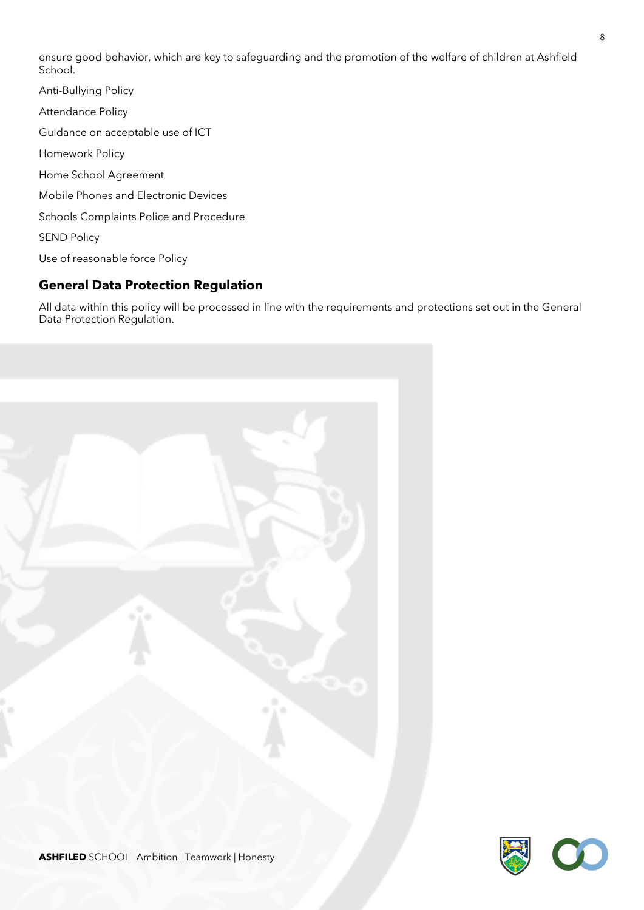ensure good behavior, which are key to safeguarding and the promotion of the welfare of children at Ashfield School.

Anti-Bullying Policy

Attendance Policy

Guidance on acceptable use of ICT

Homework Policy

Home School Agreement

Mobile Phones and Electronic Devices

Schools Complaints Police and Procedure

SEND Policy

Use of reasonable force Policy

## General Data Protection Regulation

All data within this policy will be processed in line with the requirements and protections set out in the General Data Protection Regulation.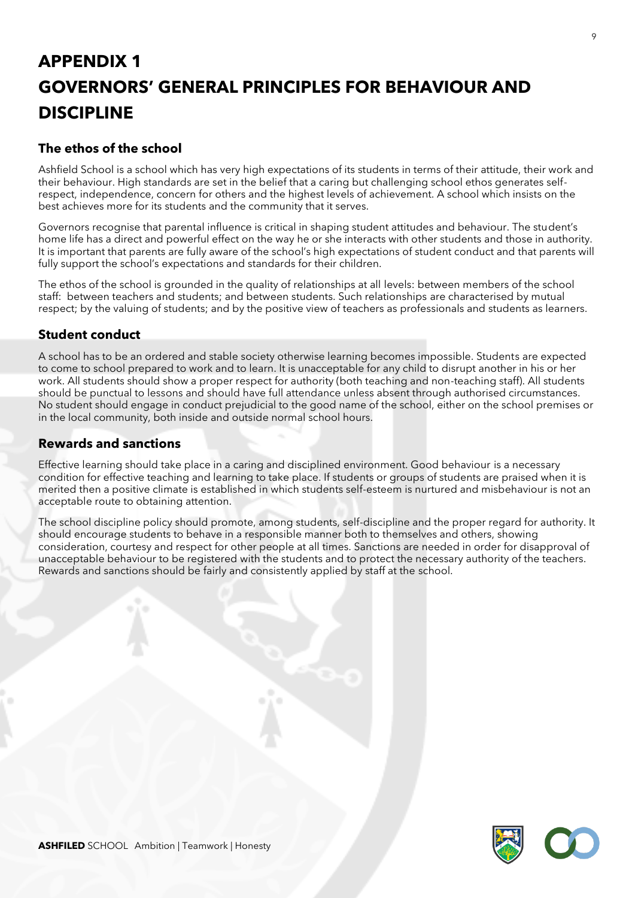# APPENDIX 1
# GOVERNORS' GENERAL PRINCIPLES FOR BEHAVIOUR AND DISCIPLINE

## The ethos of the school

Ashfield School is a school which has very high expectations of its students in terms of their attitude, their work and their behaviour. High standards are set in the belief that a caring but challenging school ethos generates self-respect, independence, concern for others and the highest levels of achievement. A school which insists on the best achieves more for its students and the community that it serves.

Governors recognise that parental influence is critical in shaping student attitudes and behaviour. The student's home life has a direct and powerful effect on the way he or she interacts with other students and those in authority. It is important that parents are fully aware of the school's high expectations of student conduct and that parents will fully support the school's expectations and standards for their children.

The ethos of the school is grounded in the quality of relationships at all levels: between members of the school staff: between teachers and students; and between students. Such relationships are characterised by mutual respect; by the valuing of students; and by the positive view of teachers as professionals and students as learners.

## Student conduct

A school has to be an ordered and stable society otherwise learning becomes impossible. Students are expected to come to school prepared to work and to learn. It is unacceptable for any child to disrupt another in his or her work. All students should show a proper respect for authority (both teaching and non-teaching staff). All students should be punctual to lessons and should have full attendance unless absent through authorised circumstances. No student should engage in conduct prejudicial to the good name of the school, either on the school premises or in the local community, both inside and outside normal school hours.

## Rewards and sanctions

Effective learning should take place in a caring and disciplined environment. Good behaviour is a necessary condition for effective teaching and learning to take place. If students or groups of students are praised when it is merited then a positive climate is established in which students self-esteem is nurtured and misbehaviour is not an acceptable route to obtaining attention.

The school discipline policy should promote, among students, self-discipline and the proper regard for authority. It should encourage students to behave in a responsible manner both to themselves and others, showing consideration, courtesy and respect for other people at all times. Sanctions are needed in order for disapproval of unacceptable behaviour to be registered with the students and to protect the necessary authority of the teachers. Rewards and sanctions should be fairly and consistently applied by staff at the school.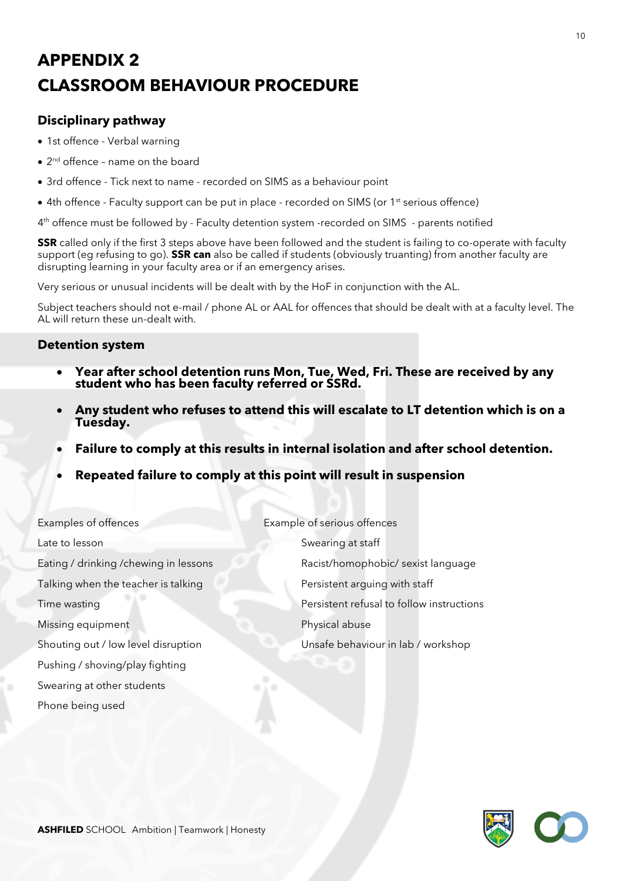# APPENDIX 2

# CLASSROOM BEHAVIOUR PROCEDURE

### Disciplinary pathway

- 1st offence - Verbal warning
- 2nd offence – name on the board
- 3rd offence - Tick next to name - recorded on SIMS as a behaviour point
- 4th offence - Faculty support can be put in place - recorded on SIMS (or 1st serious offence)

4th offence must be followed by - Faculty detention system -recorded on SIMS - parents notified

**SSR** called only if the first 3 steps above have been followed and the student is failing to co-operate with faculty support (eg refusing to go). **SSR can** also be called if students (obviously truanting) from another faculty are disrupting learning in your faculty area or if an emergency arises.

Very serious or unusual incidents will be dealt with by the HoF in conjunction with the AL.

Subject teachers should not e-mail / phone AL or AAL for offences that should be dealt with at a faculty level. The AL will return these un-dealt with.

### Detention system

- **Year after school detention runs Mon, Tue, Wed, Fri. These are received by any student who has been faculty referred or SSRd.**
- **Any student who refuses to attend this will escalate to LT detention which is on a Tuesday.**
- **Failure to comply at this results in internal isolation and after school detention.**
- **Repeated failure to comply at this point will result in suspension**

| Examples of offences | Example of serious offences |
|---|---|
| Late to lesson | Swearing at staff |
| Eating / drinking /chewing in lessons | Racist/homophobic/ sexist language |
| Talking when the teacher is talking | Persistent arguing with staff |
| Time wasting | Persistent refusal to follow instructions |
| Missing equipment | Physical abuse |
| Shouting out / low level disruption | Unsafe behaviour in lab / workshop |
| Pushing / shoving/play fighting | |
| Swearing at other students | |
| Phone being used | |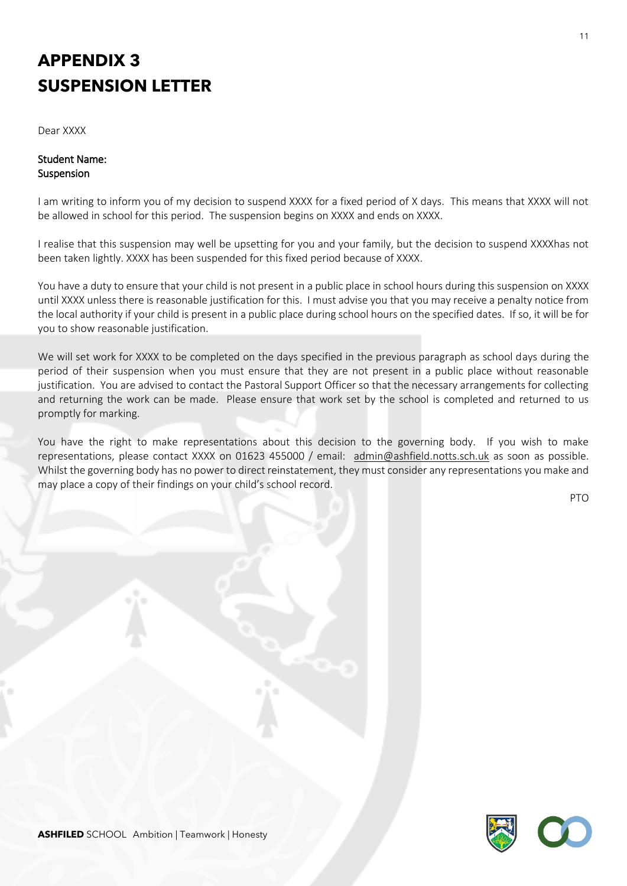# APPENDIX 3
# SUSPENSION LETTER

Dear XXXX

**Student Name:**
**Suspension**

I am writing to inform you of my decision to suspend XXXX for a fixed period of X days. This means that XXXX will not be allowed in school for this period. The suspension begins on XXXX and ends on XXXX.

I realise that this suspension may well be upsetting for you and your family, but the decision to suspend XXXXhas not been taken lightly. XXXX has been suspended for this fixed period because of XXXX.

You have a duty to ensure that your child is not present in a public place in school hours during this suspension on XXXX until XXXX unless there is reasonable justification for this. I must advise you that you may receive a penalty notice from the local authority if your child is present in a public place during school hours on the specified dates. If so, it will be for you to show reasonable justification.

We will set work for XXXX to be completed on the days specified in the previous paragraph as school days during the period of their suspension when you must ensure that they are not present in a public place without reasonable justification. You are advised to contact the Pastoral Support Officer so that the necessary arrangements for collecting and returning the work can be made. Please ensure that work set by the school is completed and returned to us promptly for marking.

You have the right to make representations about this decision to the governing body. If you wish to make representations, please contact XXXX on 01623 455000 / email: admin@ashfield.notts.sch.uk as soon as possible. Whilst the governing body has no power to direct reinstatement, they must consider any representations you make and may place a copy of their findings on your child's school record.

PTO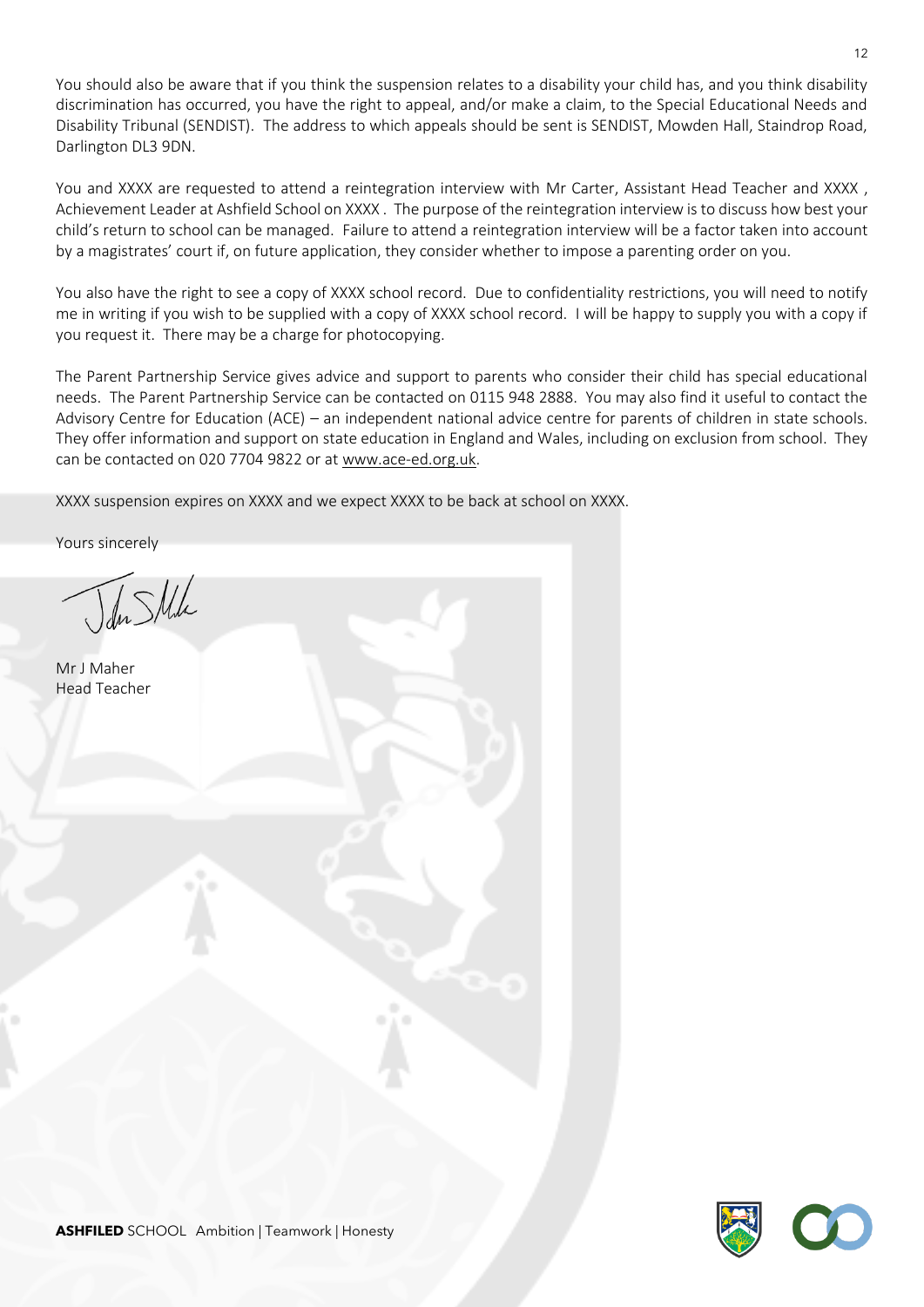You should also be aware that if you think the suspension relates to a disability your child has, and you think disability discrimination has occurred, you have the right to appeal, and/or make a claim, to the Special Educational Needs and Disability Tribunal (SENDIST). The address to which appeals should be sent is SENDIST, Mowden Hall, Staindrop Road, Darlington DL3 9DN.

You and XXXX are requested to attend a reintegration interview with Mr Carter, Assistant Head Teacher and XXXX , Achievement Leader at Ashfield School on XXXX . The purpose of the reintegration interview is to discuss how best your child's return to school can be managed. Failure to attend a reintegration interview will be a factor taken into account by a magistrates' court if, on future application, they consider whether to impose a parenting order on you.

You also have the right to see a copy of XXXX school record. Due to confidentiality restrictions, you will need to notify me in writing if you wish to be supplied with a copy of XXXX school record. I will be happy to supply you with a copy if you request it. There may be a charge for photocopying.

The Parent Partnership Service gives advice and support to parents who consider their child has special educational needs. The Parent Partnership Service can be contacted on 0115 948 2888. You may also find it useful to contact the Advisory Centre for Education (ACE) – an independent national advice centre for parents of children in state schools. They offer information and support on state education in England and Wales, including on exclusion from school. They can be contacted on 020 7704 9822 or at www.ace-ed.org.uk.

XXXX suspension expires on XXXX and we expect XXXX to be back at school on XXXX.

Yours sincerely

Mr J Maher
Head Teacher

**ASHFILED** SCHOOL Ambition | Teamwork | Honesty